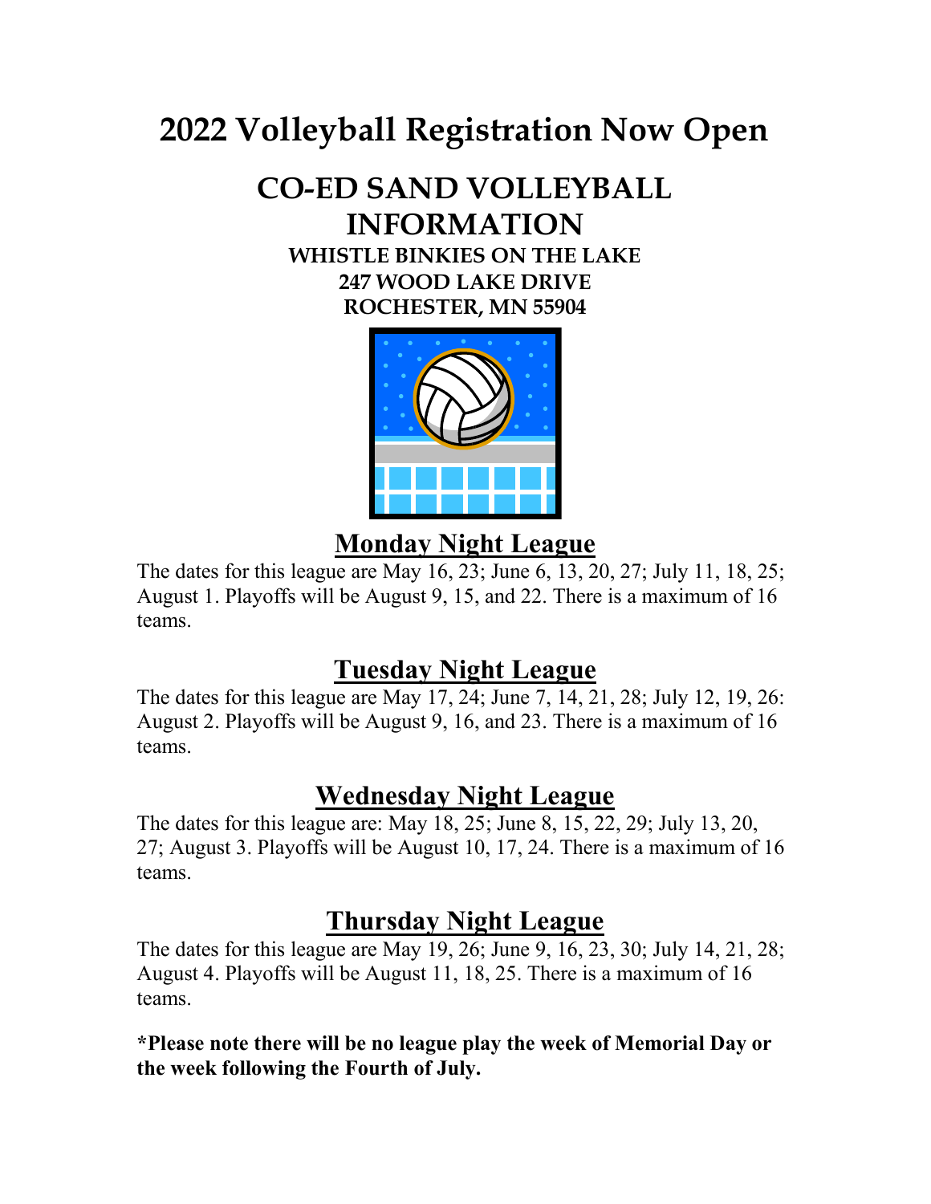# 2022 Volleyball Registration Now Open

## CO-ED SAND VOLLEYBALL INFORMATION

**WHISTLE BINKIES ON THE LAKE**
**247 WOOD LAKE DRIVE**
**ROCHESTER, MN 55904**

## Monday Night League

The dates for this league are May 16, 23; June 6, 13, 20, 27; July 11, 18, 25; August 1. Playoffs will be August 9, 15, and 22. There is a maximum of 16 teams.

## Tuesday Night League

The dates for this league are May 17, 24; June 7, 14, 21, 28; July 12, 19, 26: August 2. Playoffs will be August 9, 16, and 23. There is a maximum of 16 teams.

## Wednesday Night League

The dates for this league are: May 18, 25; June 8, 15, 22, 29; July 13, 20, 27; August 3. Playoffs will be August 10, 17, 24. There is a maximum of 16 teams.

## Thursday Night League

The dates for this league are May 19, 26; June 9, 16, 23, 30; July 14, 21, 28; August 4. Playoffs will be August 11, 18, 25. There is a maximum of 16 teams.

**\*Please note there will be no league play the week of Memorial Day or the week following the Fourth of July.**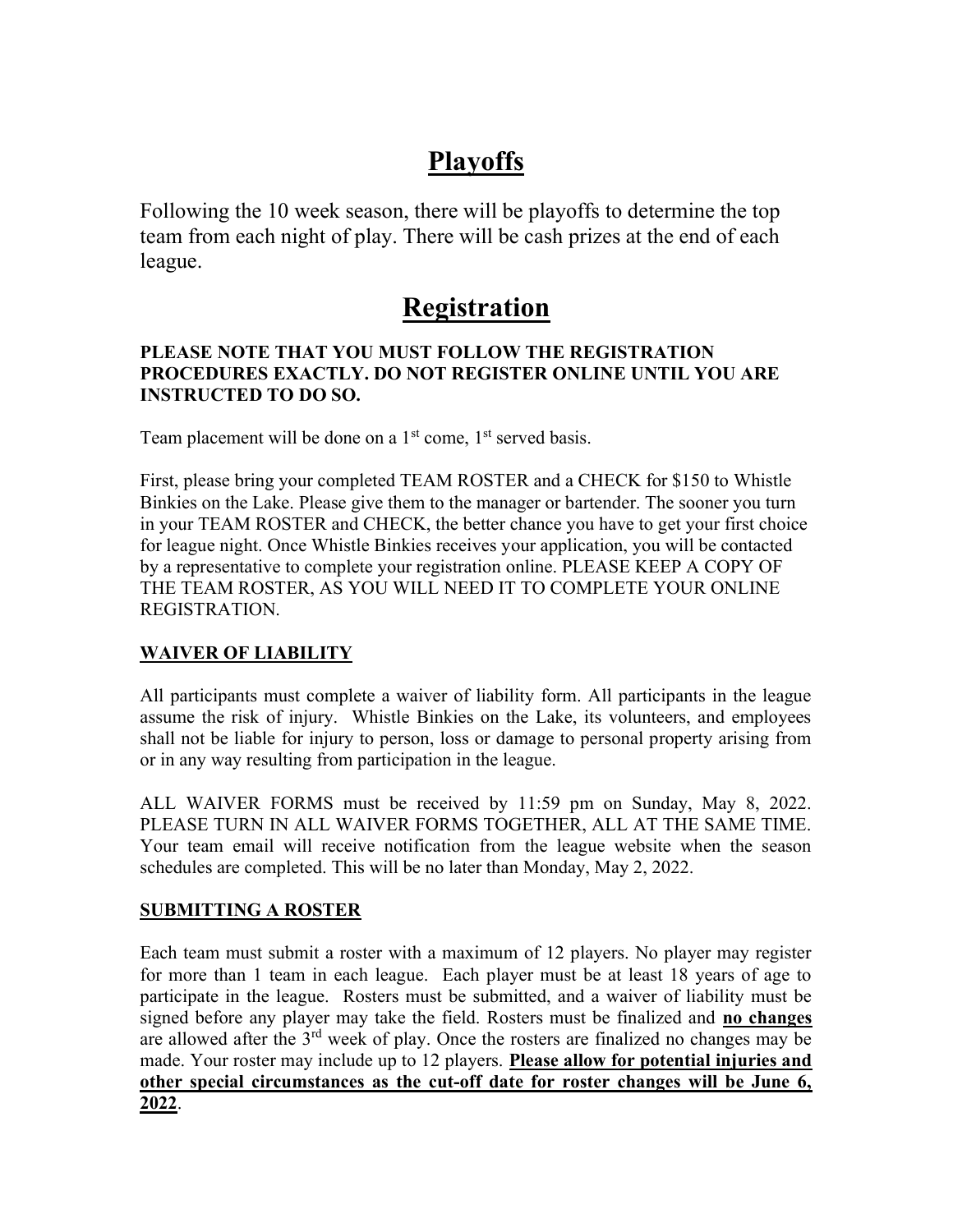# Playoffs

Following the 10 week season, there will be playoffs to determine the top team from each night of play. There will be cash prizes at the end of each league.

# Registration

**PLEASE NOTE THAT YOU MUST FOLLOW THE REGISTRATION PROCEDURES EXACTLY. DO NOT REGISTER ONLINE UNTIL YOU ARE INSTRUCTED TO DO SO.**

Team placement will be done on a 1st come, 1st served basis.

First, please bring your completed TEAM ROSTER and a CHECK for $150 to Whistle Binkies on the Lake. Please give them to the manager or bartender. The sooner you turn in your TEAM ROSTER and CHECK, the better chance you have to get your first choice for league night. Once Whistle Binkies receives your application, you will be contacted by a representative to complete your registration online. PLEASE KEEP A COPY OF THE TEAM ROSTER, AS YOU WILL NEED IT TO COMPLETE YOUR ONLINE REGISTRATION.

## WAIVER OF LIABILITY

All participants must complete a waiver of liability form. All participants in the league assume the risk of injury. Whistle Binkies on the Lake, its volunteers, and employees shall not be liable for injury to person, loss or damage to personal property arising from or in any way resulting from participation in the league.

ALL WAIVER FORMS must be received by 11:59 pm on Sunday, May 8, 2022. PLEASE TURN IN ALL WAIVER FORMS TOGETHER, ALL AT THE SAME TIME. Your team email will receive notification from the league website when the season schedules are completed. This will be no later than Monday, May 2, 2022.

## SUBMITTING A ROSTER

Each team must submit a roster with a maximum of 12 players. No player may register for more than 1 team in each league. Each player must be at least 18 years of age to participate in the league. Rosters must be submitted, and a waiver of liability must be signed before any player may take the field. Rosters must be finalized and **no changes** are allowed after the 3rd week of play. Once the rosters are finalized no changes may be made. Your roster may include up to 12 players. **Please allow for potential injuries and other special circumstances as the cut-off date for roster changes will be June 6, 2022**.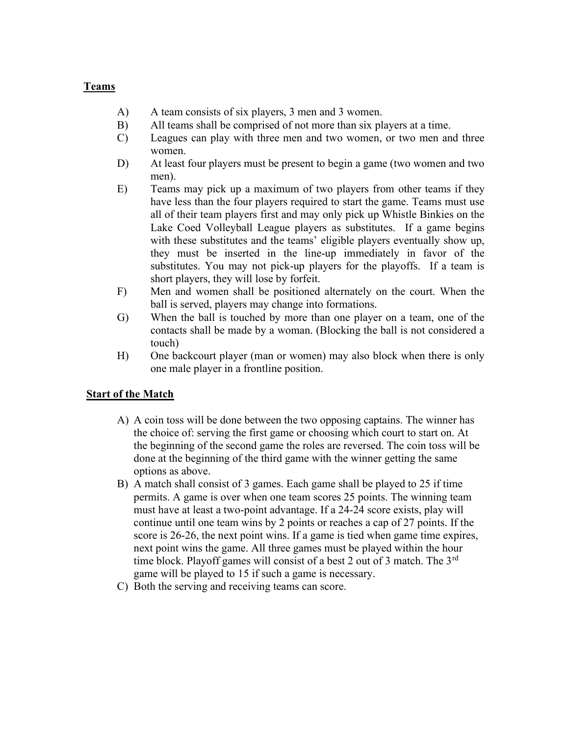## Teams

A) A team consists of six players, 3 men and 3 women.

B) All teams shall be comprised of not more than six players at a time.

C) Leagues can play with three men and two women, or two men and three women.

D) At least four players must be present to begin a game (two women and two men).

E) Teams may pick up a maximum of two players from other teams if they have less than the four players required to start the game. Teams must use all of their team players first and may only pick up Whistle Binkies on the Lake Coed Volleyball League players as substitutes. If a game begins with these substitutes and the teams' eligible players eventually show up, they must be inserted in the line-up immediately in favor of the substitutes. You may not pick-up players for the playoffs. If a team is short players, they will lose by forfeit.

F) Men and women shall be positioned alternately on the court. When the ball is served, players may change into formations.

G) When the ball is touched by more than one player on a team, one of the contacts shall be made by a woman. (Blocking the ball is not considered a touch)

H) One backcourt player (man or women) may also block when there is only one male player in a frontline position.

## Start of the Match

A) A coin toss will be done between the two opposing captains. The winner has the choice of: serving the first game or choosing which court to start on. At the beginning of the second game the roles are reversed. The coin toss will be done at the beginning of the third game with the winner getting the same options as above.

B) A match shall consist of 3 games. Each game shall be played to 25 if time permits. A game is over when one team scores 25 points. The winning team must have at least a two-point advantage. If a 24-24 score exists, play will continue until one team wins by 2 points or reaches a cap of 27 points. If the score is 26-26, the next point wins. If a game is tied when game time expires, next point wins the game. All three games must be played within the hour time block. Playoff games will consist of a best 2 out of 3 match. The 3rd game will be played to 15 if such a game is necessary.

C) Both the serving and receiving teams can score.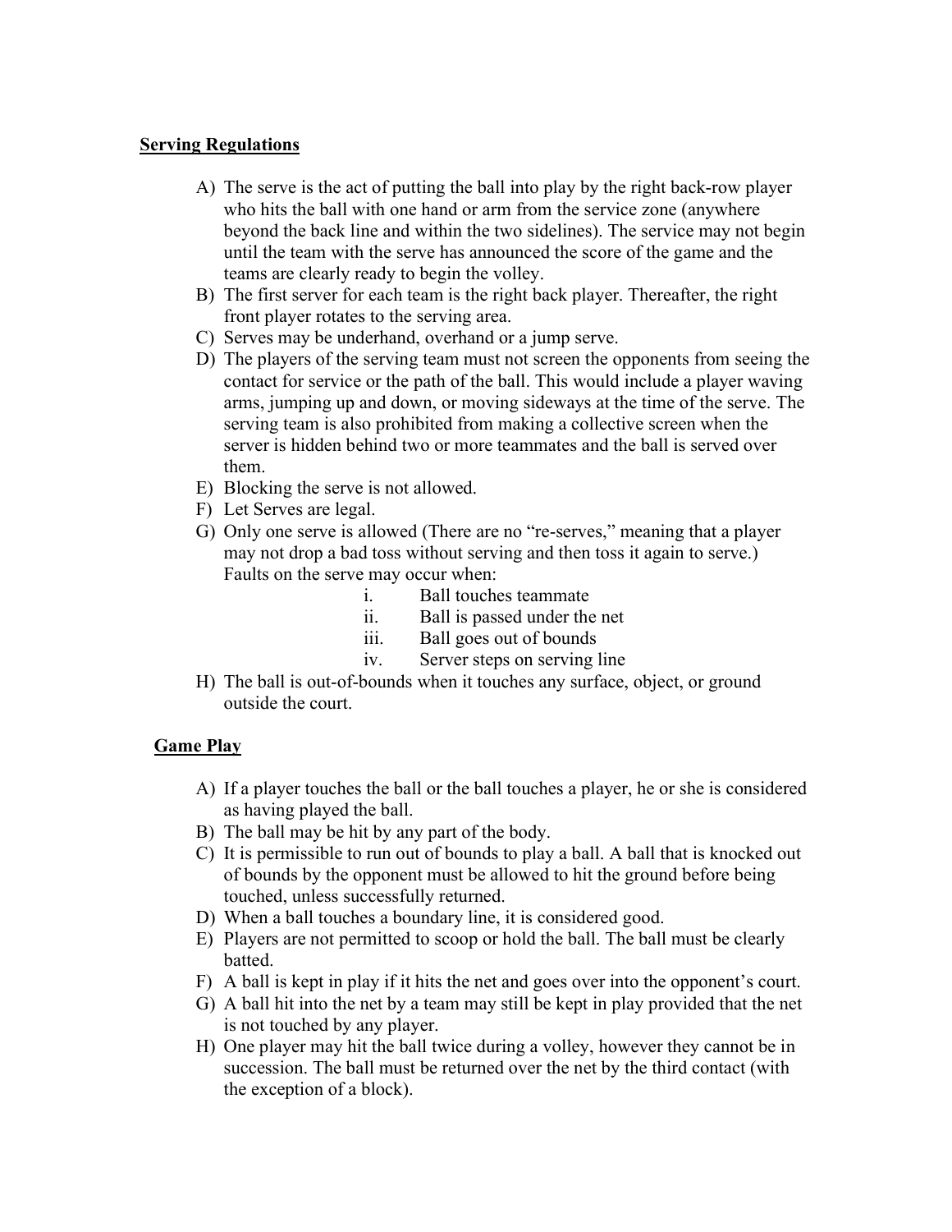## Serving Regulations

A) The serve is the act of putting the ball into play by the right back-row player who hits the ball with one hand or arm from the service zone (anywhere beyond the back line and within the two sidelines). The service may not begin until the team with the serve has announced the score of the game and the teams are clearly ready to begin the volley.

B) The first server for each team is the right back player. Thereafter, the right front player rotates to the serving area.

C) Serves may be underhand, overhand or a jump serve.

D) The players of the serving team must not screen the opponents from seeing the contact for service or the path of the ball. This would include a player waving arms, jumping up and down, or moving sideways at the time of the serve. The serving team is also prohibited from making a collective screen when the server is hidden behind two or more teammates and the ball is served over them.

E) Blocking the serve is not allowed.

F) Let Serves are legal.

G) Only one serve is allowed (There are no "re-serves," meaning that a player may not drop a bad toss without serving and then toss it again to serve.) Faults on the serve may occur when:

   i. Ball touches teammate
   ii. Ball is passed under the net
   iii. Ball goes out of bounds
   iv. Server steps on serving line

H) The ball is out-of-bounds when it touches any surface, object, or ground outside the court.

## Game Play

A) If a player touches the ball or the ball touches a player, he or she is considered as having played the ball.

B) The ball may be hit by any part of the body.

C) It is permissible to run out of bounds to play a ball. A ball that is knocked out of bounds by the opponent must be allowed to hit the ground before being touched, unless successfully returned.

D) When a ball touches a boundary line, it is considered good.

E) Players are not permitted to scoop or hold the ball. The ball must be clearly batted.

F) A ball is kept in play if it hits the net and goes over into the opponent's court.

G) A ball hit into the net by a team may still be kept in play provided that the net is not touched by any player.

H) One player may hit the ball twice during a volley, however they cannot be in succession. The ball must be returned over the net by the third contact (with the exception of a block).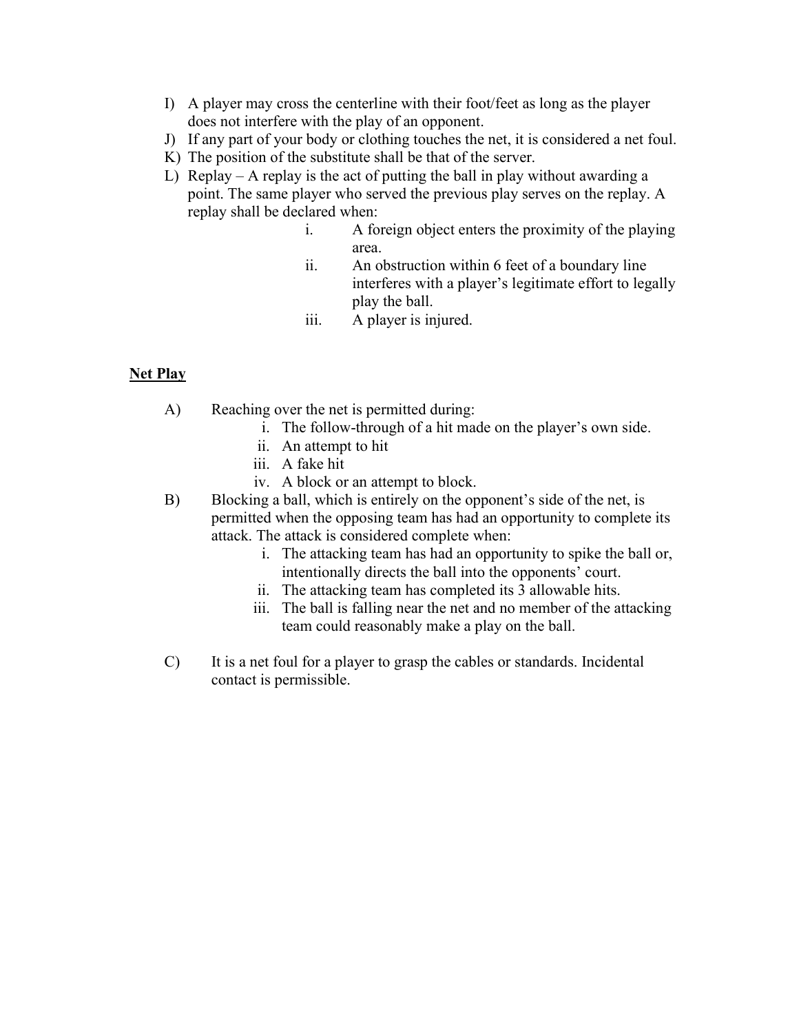I) A player may cross the centerline with their foot/feet as long as the player does not interfere with the play of an opponent.

J) If any part of your body or clothing touches the net, it is considered a net foul.

K) The position of the substitute shall be that of the server.

L) Replay – A replay is the act of putting the ball in play without awarding a point. The same player who served the previous play serves on the replay. A replay shall be declared when:

  i. A foreign object enters the proximity of the playing area.
  ii. An obstruction within 6 feet of a boundary line interferes with a player's legitimate effort to legally play the ball.
  iii. A player is injured.

**Net Play**

A) Reaching over the net is permitted during:

  i. The follow-through of a hit made on the player's own side.
  ii. An attempt to hit
  iii. A fake hit
  iv. A block or an attempt to block.

B) Blocking a ball, which is entirely on the opponent's side of the net, is permitted when the opposing team has had an opportunity to complete its attack. The attack is considered complete when:

  i. The attacking team has had an opportunity to spike the ball or, intentionally directs the ball into the opponents' court.
  ii. The attacking team has completed its 3 allowable hits.
  iii. The ball is falling near the net and no member of the attacking team could reasonably make a play on the ball.

C) It is a net foul for a player to grasp the cables or standards. Incidental contact is permissible.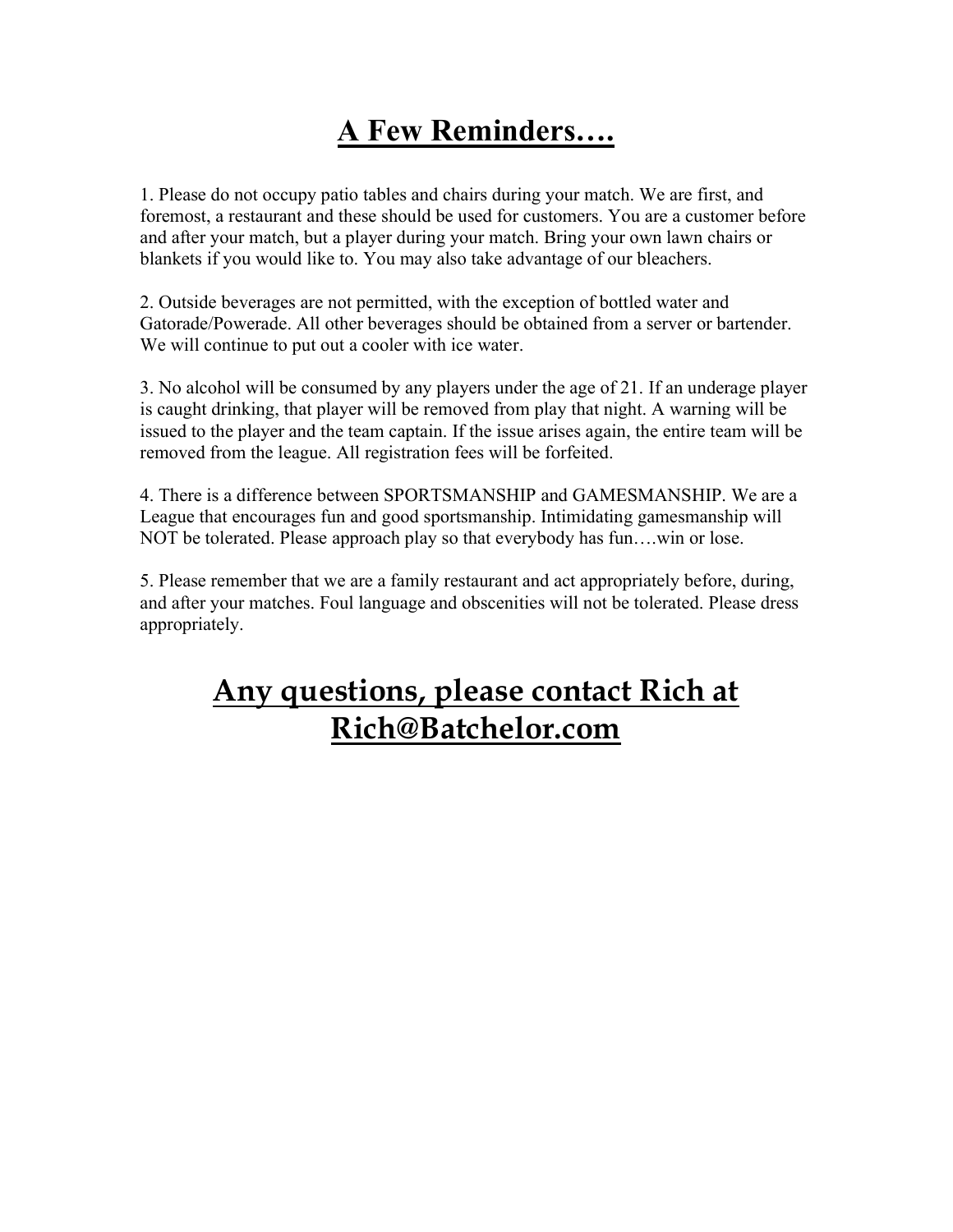# A Few Reminders….

1. Please do not occupy patio tables and chairs during your match. We are first, and foremost, a restaurant and these should be used for customers. You are a customer before and after your match, but a player during your match. Bring your own lawn chairs or blankets if you would like to. You may also take advantage of our bleachers.

2. Outside beverages are not permitted, with the exception of bottled water and Gatorade/Powerade. All other beverages should be obtained from a server or bartender. We will continue to put out a cooler with ice water.

3. No alcohol will be consumed by any players under the age of 21. If an underage player is caught drinking, that player will be removed from play that night. A warning will be issued to the player and the team captain. If the issue arises again, the entire team will be removed from the league. All registration fees will be forfeited.

4. There is a difference between SPORTSMANSHIP and GAMESMANSHIP. We are a League that encourages fun and good sportsmanship. Intimidating gamesmanship will NOT be tolerated. Please approach play so that everybody has fun….win or lose.

5. Please remember that we are a family restaurant and act appropriately before, during, and after your matches. Foul language and obscenities will not be tolerated. Please dress appropriately.

## Any questions, please contact Rich at Rich@Batchelor.com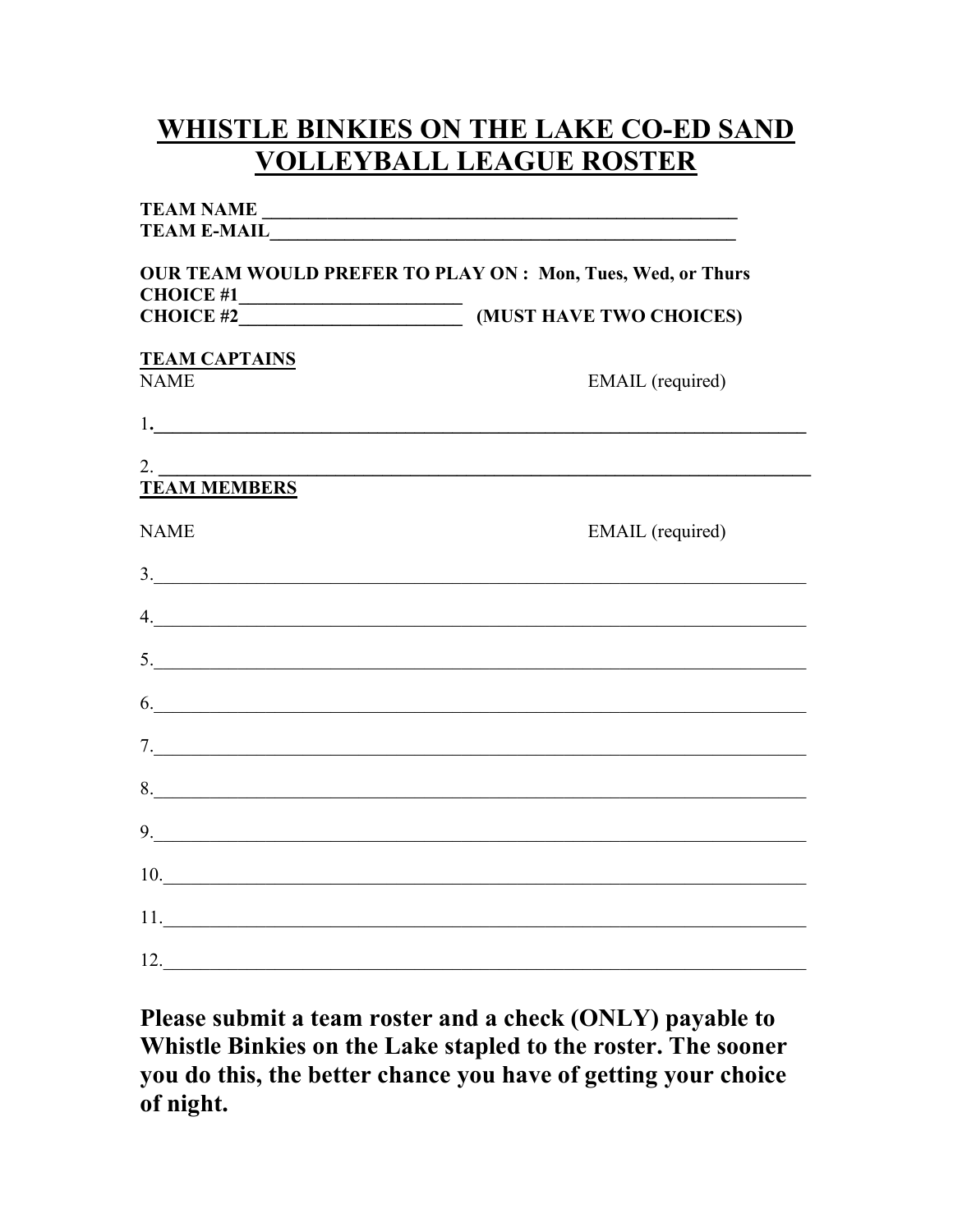# WHISTLE BINKIES ON THE LAKE CO-ED SAND VOLLEYBALL LEAGUE ROSTER

**TEAM NAME** ____________________________________________________

**TEAM E-MAIL**____________________________________________________

**OUR TEAM WOULD PREFER TO PLAY ON : Mon, Tues, Wed, or Thurs**

**CHOICE #1**________________________

**CHOICE #2**________________________ **(MUST HAVE TWO CHOICES)**

**TEAM CAPTAINS**

NAME EMAIL (required)

1.____________________________________________________________________

2. ____________________________________________________________________

**TEAM MEMBERS**

NAME EMAIL (required)

3.____________________________________________________________________

4.____________________________________________________________________

5.____________________________________________________________________

6.____________________________________________________________________

7.____________________________________________________________________

8.____________________________________________________________________

9.____________________________________________________________________

10.___________________________________________________________________

11.___________________________________________________________________

12.___________________________________________________________________

**Please submit a team roster and a check (ONLY) payable to Whistle Binkies on the Lake stapled to the roster. The sooner you do this, the better chance you have of getting your choice of night.**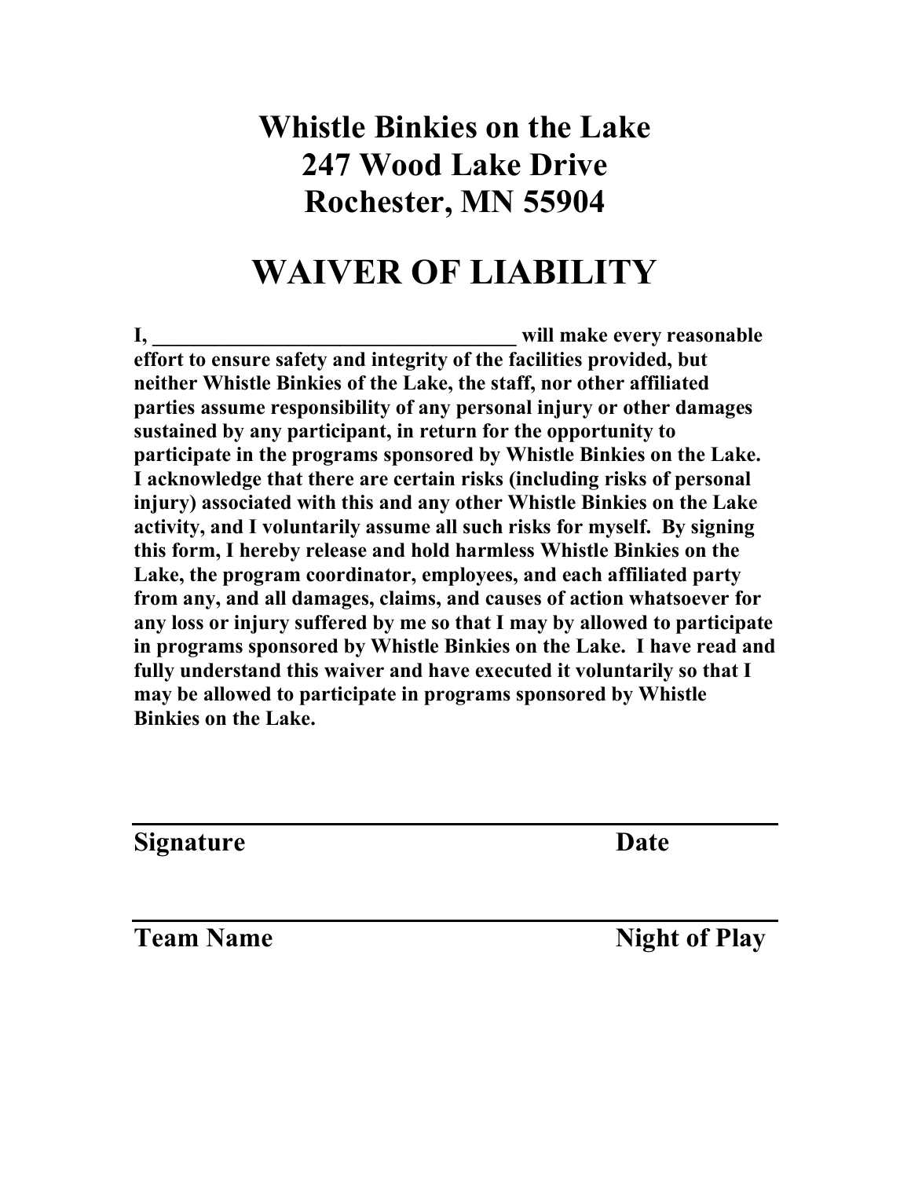# Whistle Binkies on the Lake
# 247 Wood Lake Drive
# Rochester, MN 55904

# WAIVER OF LIABILITY

**I, ___________________________________ will make every reasonable effort to ensure safety and integrity of the facilities provided, but neither Whistle Binkies of the Lake, the staff, nor other affiliated parties assume responsibility of any personal injury or other damages sustained by any participant, in return for the opportunity to participate in the programs sponsored by Whistle Binkies on the Lake. I acknowledge that there are certain risks (including risks of personal injury) associated with this and any other Whistle Binkies on the Lake activity, and I voluntarily assume all such risks for myself. By signing this form, I hereby release and hold harmless Whistle Binkies on the Lake, the program coordinator, employees, and each affiliated party from any, and all damages, claims, and causes of action whatsoever for any loss or injury suffered by me so that I may by allowed to participate in programs sponsored by Whistle Binkies on the Lake. I have read and fully understand this waiver and have executed it voluntarily so that I may be allowed to participate in programs sponsored by Whistle Binkies on the Lake.**

______________________________________________

**Signature** **Date**

______________________________________________

**Team Name** **Night of Play**